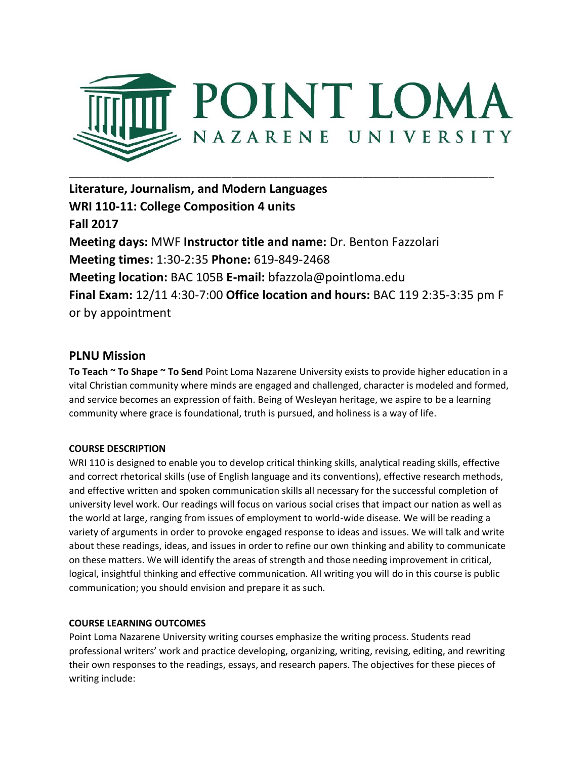# POINT LOMA NAZARENE UNIVERSITY

---

**Literature, Journalism, and Modern Languages**
**WRI 110-11: College Composition 4 units**
**Fall 2017**
**Meeting days:** MWF **Instructor title and name:** Dr. Benton Fazzolari
**Meeting times:** 1:30-2:35 **Phone:** 619-849-2468
**Meeting location:** BAC 105B **E-mail:** bfazzola@pointloma.edu
**Final Exam:** 12/11 4:30-7:00 **Office location and hours:** BAC 119 2:35-3:35 pm F or by appointment

## PLNU Mission

**To Teach ~ To Shape ~ To Send** Point Loma Nazarene University exists to provide higher education in a vital Christian community where minds are engaged and challenged, character is modeled and formed, and service becomes an expression of faith. Being of Wesleyan heritage, we aspire to be a learning community where grace is foundational, truth is pursued, and holiness is a way of life.

**COURSE DESCRIPTION**

WRI 110 is designed to enable you to develop critical thinking skills, analytical reading skills, effective and correct rhetorical skills (use of English language and its conventions), effective research methods, and effective written and spoken communication skills all necessary for the successful completion of university level work. Our readings will focus on various social crises that impact our nation as well as the world at large, ranging from issues of employment to world-wide disease. We will be reading a variety of arguments in order to provoke engaged response to ideas and issues. We will talk and write about these readings, ideas, and issues in order to refine our own thinking and ability to communicate on these matters. We will identify the areas of strength and those needing improvement in critical, logical, insightful thinking and effective communication. All writing you will do in this course is public communication; you should envision and prepare it as such.

**COURSE LEARNING OUTCOMES**

Point Loma Nazarene University writing courses emphasize the writing process. Students read professional writers' work and practice developing, organizing, writing, revising, editing, and rewriting their own responses to the readings, essays, and research papers. The objectives for these pieces of writing include: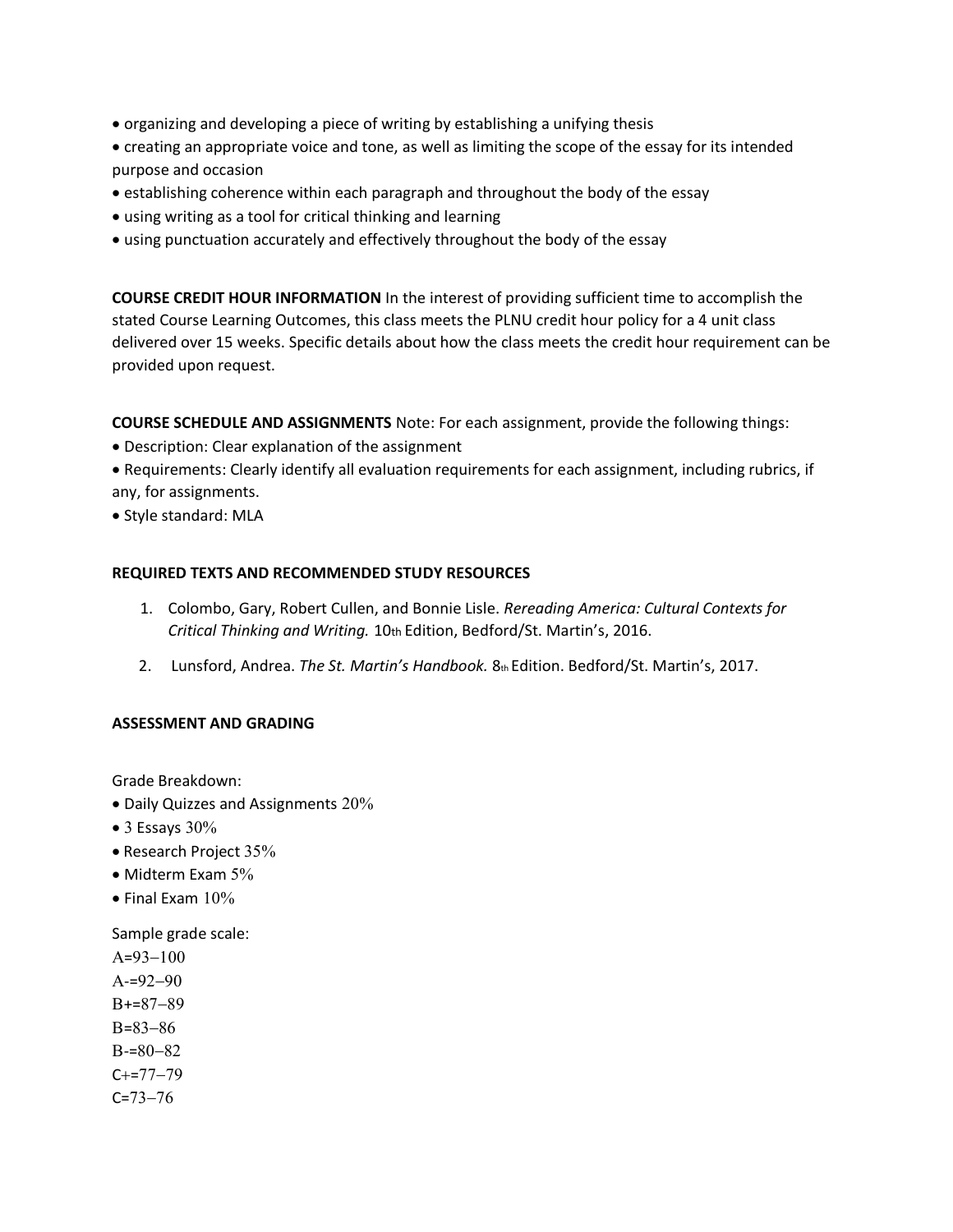- organizing and developing a piece of writing by establishing a unifying thesis
- creating an appropriate voice and tone, as well as limiting the scope of the essay for its intended purpose and occasion
- establishing coherence within each paragraph and throughout the body of the essay
- using writing as a tool for critical thinking and learning
- using punctuation accurately and effectively throughout the body of the essay

**COURSE CREDIT HOUR INFORMATION** In the interest of providing sufficient time to accomplish the stated Course Learning Outcomes, this class meets the PLNU credit hour policy for a 4 unit class delivered over 15 weeks. Specific details about how the class meets the credit hour requirement can be provided upon request.

**COURSE SCHEDULE AND ASSIGNMENTS** Note: For each assignment, provide the following things:

- Description: Clear explanation of the assignment
- Requirements: Clearly identify all evaluation requirements for each assignment, including rubrics, if any, for assignments.
- Style standard: MLA

**REQUIRED TEXTS AND RECOMMENDED STUDY RESOURCES**

1. Colombo, Gary, Robert Cullen, and Bonnie Lisle. *Rereading America: Cultural Contexts for Critical Thinking and Writing.* 10th Edition, Bedford/St. Martin's, 2016.
2. Lunsford, Andrea. *The St. Martin's Handbook.* 8th Edition. Bedford/St. Martin's, 2017.

**ASSESSMENT AND GRADING**

Grade Breakdown:

- Daily Quizzes and Assignments 20%
- 3 Essays 30%
- Research Project 35%
- Midterm Exam 5%
- Final Exam 10%

Sample grade scale:

A=93–100
A-=92–90
B+=87–89
B=83–86
B-=80–82
C+=77–79
C=73–76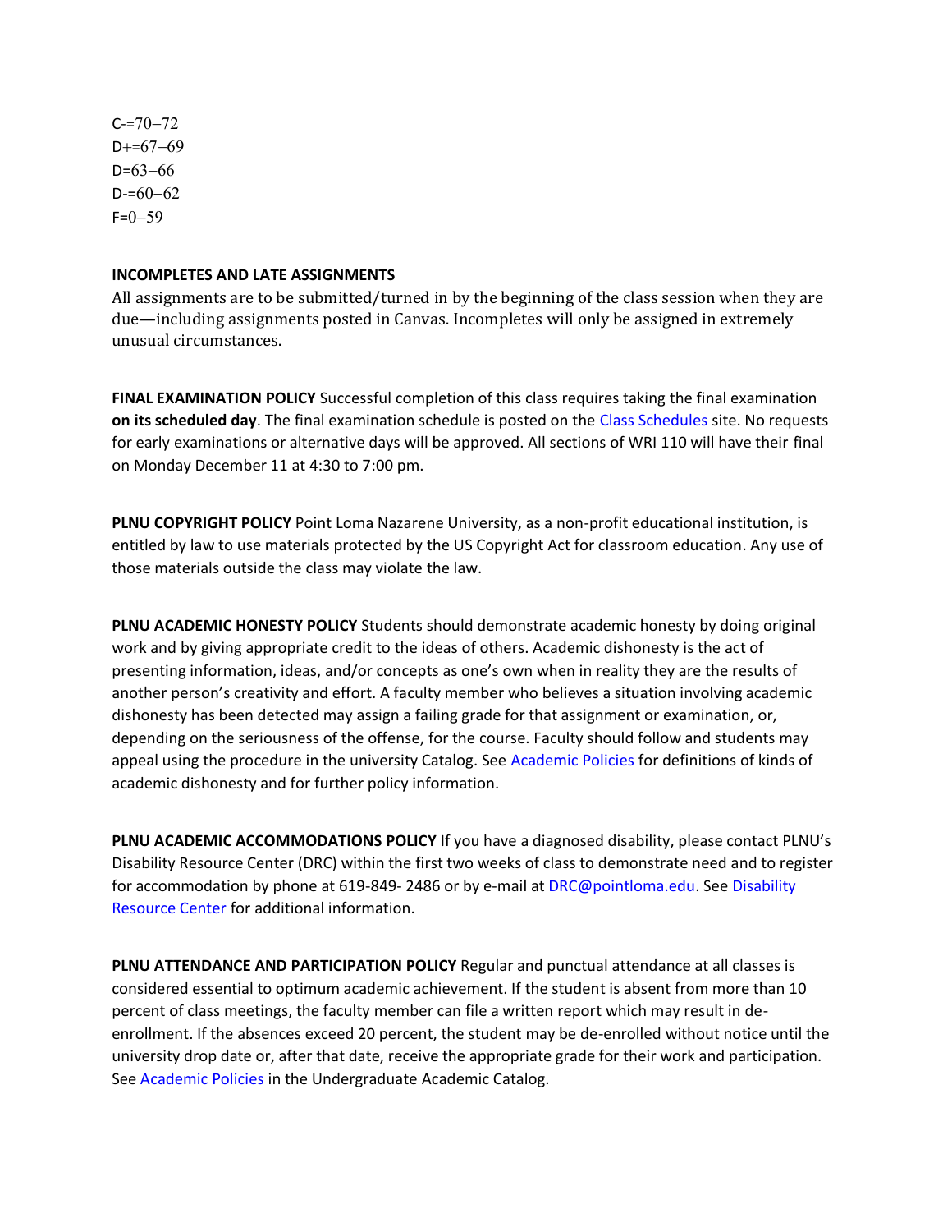C-=70–72
D+=67–69
D=63–66
D-=60–62
F=0–59

**INCOMPLETES AND LATE ASSIGNMENTS**

All assignments are to be submitted/turned in by the beginning of the class session when they are due—including assignments posted in Canvas. Incompletes will only be assigned in extremely unusual circumstances.

**FINAL EXAMINATION POLICY** Successful completion of this class requires taking the final examination **on its scheduled day**. The final examination schedule is posted on the Class Schedules site. No requests for early examinations or alternative days will be approved. All sections of WRI 110 will have their final on Monday December 11 at 4:30 to 7:00 pm.

**PLNU COPYRIGHT POLICY** Point Loma Nazarene University, as a non-profit educational institution, is entitled by law to use materials protected by the US Copyright Act for classroom education. Any use of those materials outside the class may violate the law.

**PLNU ACADEMIC HONESTY POLICY** Students should demonstrate academic honesty by doing original work and by giving appropriate credit to the ideas of others. Academic dishonesty is the act of presenting information, ideas, and/or concepts as one's own when in reality they are the results of another person's creativity and effort. A faculty member who believes a situation involving academic dishonesty has been detected may assign a failing grade for that assignment or examination, or, depending on the seriousness of the offense, for the course. Faculty should follow and students may appeal using the procedure in the university Catalog. See Academic Policies for definitions of kinds of academic dishonesty and for further policy information.

**PLNU ACADEMIC ACCOMMODATIONS POLICY** If you have a diagnosed disability, please contact PLNU's Disability Resource Center (DRC) within the first two weeks of class to demonstrate need and to register for accommodation by phone at 619-849- 2486 or by e-mail at DRC@pointloma.edu. See Disability Resource Center for additional information.

**PLNU ATTENDANCE AND PARTICIPATION POLICY** Regular and punctual attendance at all classes is considered essential to optimum academic achievement. If the student is absent from more than 10 percent of class meetings, the faculty member can file a written report which may result in de-enrollment. If the absences exceed 20 percent, the student may be de-enrolled without notice until the university drop date or, after that date, receive the appropriate grade for their work and participation. See Academic Policies in the Undergraduate Academic Catalog.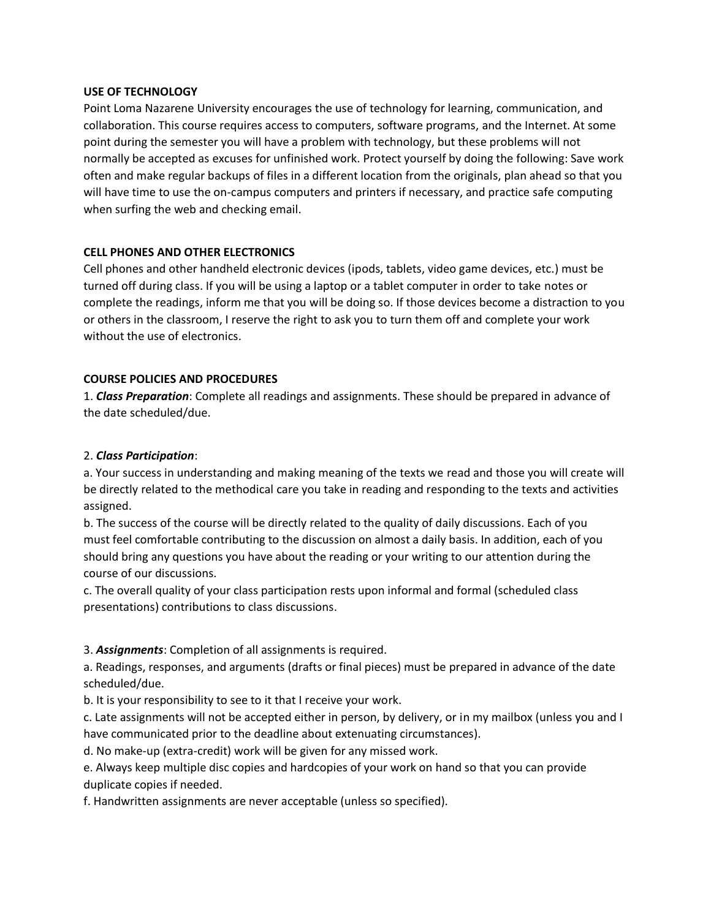**USE OF TECHNOLOGY**

Point Loma Nazarene University encourages the use of technology for learning, communication, and collaboration. This course requires access to computers, software programs, and the Internet. At some point during the semester you will have a problem with technology, but these problems will not normally be accepted as excuses for unfinished work. Protect yourself by doing the following: Save work often and make regular backups of files in a different location from the originals, plan ahead so that you will have time to use the on-campus computers and printers if necessary, and practice safe computing when surfing the web and checking email.

**CELL PHONES AND OTHER ELECTRONICS**

Cell phones and other handheld electronic devices (ipods, tablets, video game devices, etc.) must be turned off during class. If you will be using a laptop or a tablet computer in order to take notes or complete the readings, inform me that you will be doing so. If those devices become a distraction to you or others in the classroom, I reserve the right to ask you to turn them off and complete your work without the use of electronics.

**COURSE POLICIES AND PROCEDURES**

1. ***Class Preparation***: Complete all readings and assignments. These should be prepared in advance of the date scheduled/due.

2. ***Class Participation***:

a. Your success in understanding and making meaning of the texts we read and those you will create will be directly related to the methodical care you take in reading and responding to the texts and activities assigned.

b. The success of the course will be directly related to the quality of daily discussions. Each of you must feel comfortable contributing to the discussion on almost a daily basis. In addition, each of you should bring any questions you have about the reading or your writing to our attention during the course of our discussions.

c. The overall quality of your class participation rests upon informal and formal (scheduled class presentations) contributions to class discussions.

3. ***Assignments***: Completion of all assignments is required.

a. Readings, responses, and arguments (drafts or final pieces) must be prepared in advance of the date scheduled/due.

b. It is your responsibility to see to it that I receive your work.

c. Late assignments will not be accepted either in person, by delivery, or in my mailbox (unless you and I have communicated prior to the deadline about extenuating circumstances).

d. No make-up (extra-credit) work will be given for any missed work.

e. Always keep multiple disc copies and hardcopies of your work on hand so that you can provide duplicate copies if needed.

f. Handwritten assignments are never acceptable (unless so specified).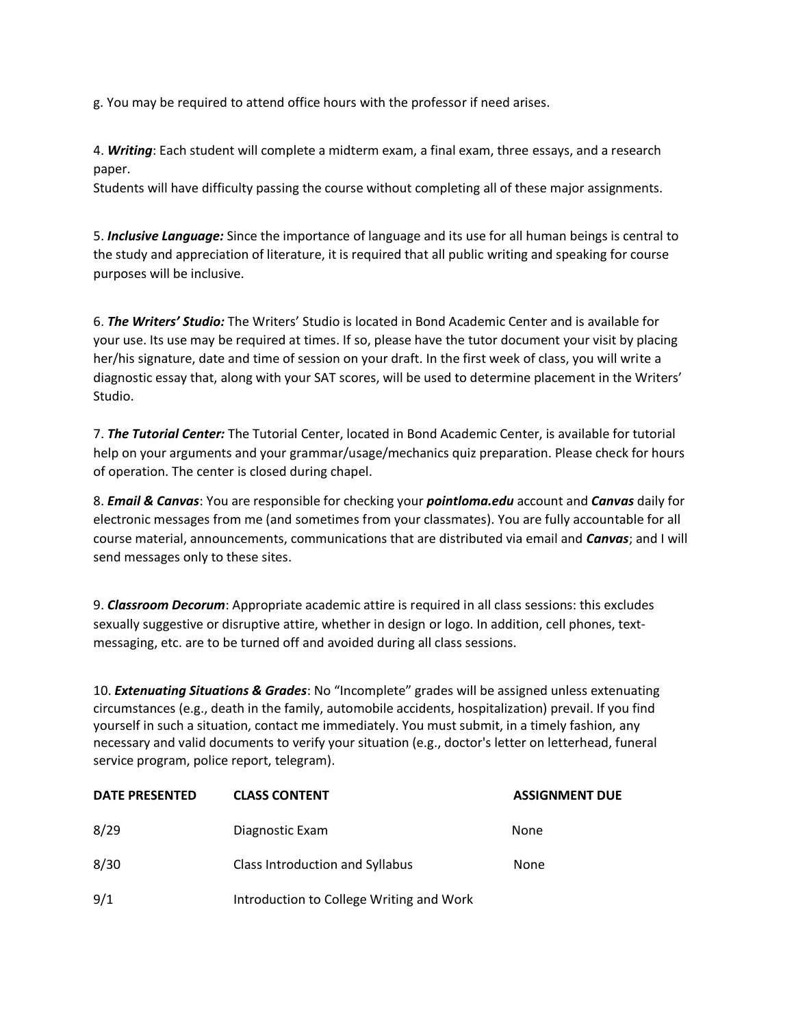g. You may be required to attend office hours with the professor if need arises.

4. ***Writing***: Each student will complete a midterm exam, a final exam, three essays, and a research paper.
Students will have difficulty passing the course without completing all of these major assignments.

5. ***Inclusive Language:*** Since the importance of language and its use for all human beings is central to the study and appreciation of literature, it is required that all public writing and speaking for course purposes will be inclusive.

6. ***The Writers' Studio:*** The Writers' Studio is located in Bond Academic Center and is available for your use. Its use may be required at times. If so, please have the tutor document your visit by placing her/his signature, date and time of session on your draft. In the first week of class, you will write a diagnostic essay that, along with your SAT scores, will be used to determine placement in the Writers' Studio.

7. ***The Tutorial Center:*** The Tutorial Center, located in Bond Academic Center, is available for tutorial help on your arguments and your grammar/usage/mechanics quiz preparation. Please check for hours of operation. The center is closed during chapel.

8. ***Email & Canvas***: You are responsible for checking your ***pointloma.edu*** account and ***Canvas*** daily for electronic messages from me (and sometimes from your classmates). You are fully accountable for all course material, announcements, communications that are distributed via email and ***Canvas***; and I will send messages only to these sites.

9. ***Classroom Decorum***: Appropriate academic attire is required in all class sessions: this excludes sexually suggestive or disruptive attire, whether in design or logo. In addition, cell phones, text-messaging, etc. are to be turned off and avoided during all class sessions.

10. ***Extenuating Situations & Grades***: No "Incomplete" grades will be assigned unless extenuating circumstances (e.g., death in the family, automobile accidents, hospitalization) prevail. If you find yourself in such a situation, contact me immediately. You must submit, in a timely fashion, any necessary and valid documents to verify your situation (e.g., doctor's letter on letterhead, funeral service program, police report, telegram).

| DATE PRESENTED | CLASS CONTENT | ASSIGNMENT DUE |
|---|---|---|
| 8/29 | Diagnostic Exam | None |
| 8/30 | Class Introduction and Syllabus | None |
| 9/1 | Introduction to College Writing and Work | |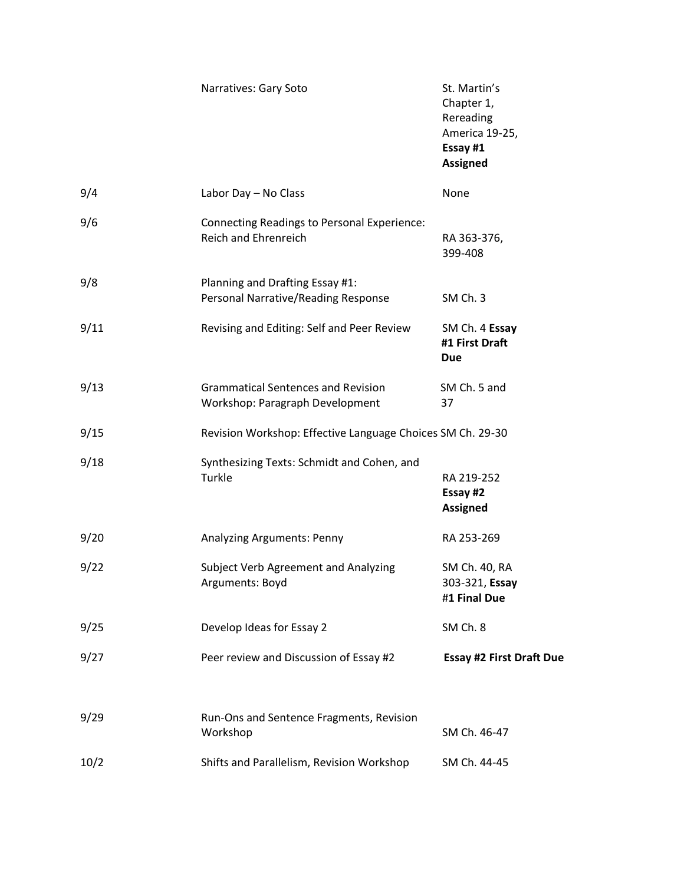| | | |
|---|---|---|
| | Narratives: Gary Soto | St. Martin's Chapter 1, Rereading America 19-25, **Essay #1 Assigned** |
| 9/4 | Labor Day – No Class | None |
| 9/6 | Connecting Readings to Personal Experience: Reich and Ehrenreich | RA 363-376, 399-408 |
| 9/8 | Planning and Drafting Essay #1: Personal Narrative/Reading Response | SM Ch. 3 |
| 9/11 | Revising and Editing: Self and Peer Review | SM Ch. 4 **Essay #1 First Draft Due** |
| 9/13 | Grammatical Sentences and Revision Workshop: Paragraph Development | SM Ch. 5 and 37 |
| 9/15 | Revision Workshop: Effective Language Choices | SM Ch. 29-30 |
| 9/18 | Synthesizing Texts: Schmidt and Cohen, and Turkle | RA 219-252 **Essay #2 Assigned** |
| 9/20 | Analyzing Arguments: Penny | RA 253-269 |
| 9/22 | Subject Verb Agreement and Analyzing Arguments: Boyd | SM Ch. 40, RA 303-321, **Essay #1 Final Due** |
| 9/25 | Develop Ideas for Essay 2 | SM Ch. 8 |
| 9/27 | Peer review and Discussion of Essay #2 | **Essay #2 First Draft Due** |
| 9/29 | Run-Ons and Sentence Fragments, Revision Workshop | SM Ch. 46-47 |
| 10/2 | Shifts and Parallelism, Revision Workshop | SM Ch. 44-45 |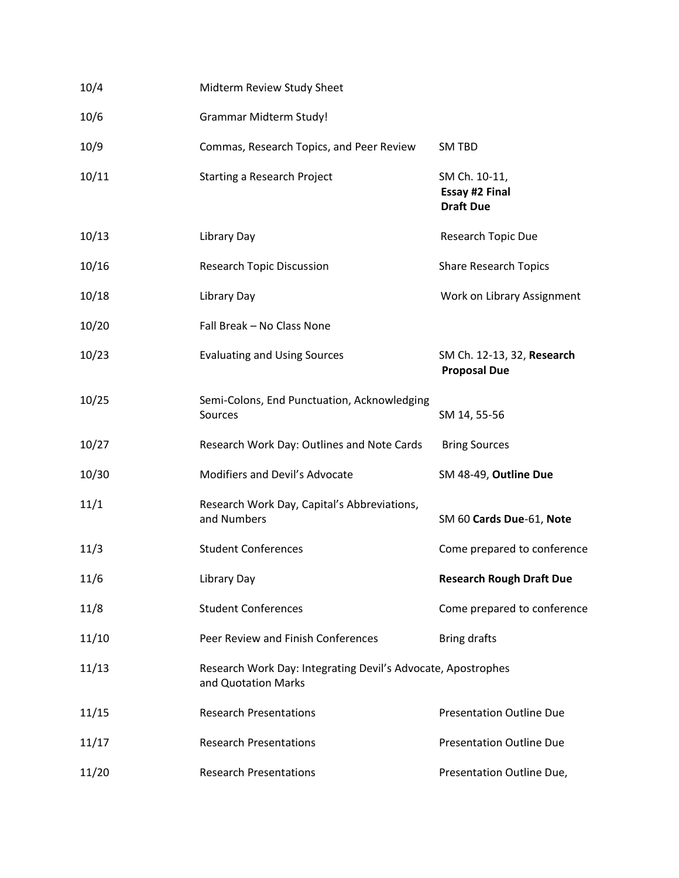| | | |
|---|---|---|
| 10/4 | Midterm Review Study Sheet | |
| 10/6 | Grammar Midterm Study! | |
| 10/9 | Commas, Research Topics, and Peer Review | SM TBD |
| 10/11 | Starting a Research Project | SM Ch. 10-11, **Essay #2 Final Draft Due** |
| 10/13 | Library Day | Research Topic Due |
| 10/16 | Research Topic Discussion | Share Research Topics |
| 10/18 | Library Day | Work on Library Assignment |
| 10/20 | Fall Break – No Class None | |
| 10/23 | Evaluating and Using Sources | SM Ch. 12-13, 32, **Research Proposal Due** |
| 10/25 | Semi-Colons, End Punctuation, Acknowledging Sources | SM 14, 55-56 |
| 10/27 | Research Work Day: Outlines and Note Cards | Bring Sources |
| 10/30 | Modifiers and Devil's Advocate | SM 48-49, **Outline Due** |
| 11/1 | Research Work Day, Capital's Abbreviations, and Numbers | SM 60 **Cards Due**-61, **Note** |
| 11/3 | Student Conferences | Come prepared to conference |
| 11/6 | Library Day | **Research Rough Draft Due** |
| 11/8 | Student Conferences | Come prepared to conference |
| 11/10 | Peer Review and Finish Conferences | Bring drafts |
| 11/13 | Research Work Day: Integrating Devil's Advocate, Apostrophes and Quotation Marks | |
| 11/15 | Research Presentations | Presentation Outline Due |
| 11/17 | Research Presentations | Presentation Outline Due |
| 11/20 | Research Presentations | Presentation Outline Due, |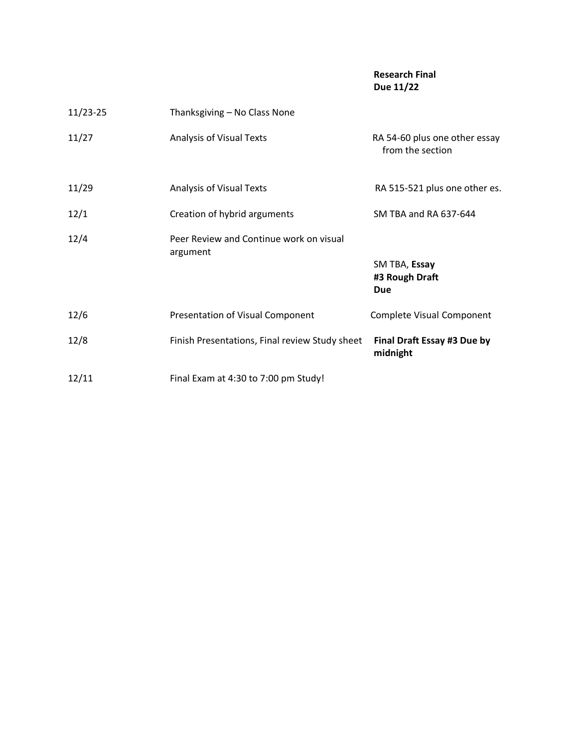| | | |
|---|---|---|
| | | **Research Final Due 11/22** |
| 11/23-25 | Thanksgiving – No Class None | |
| 11/27 | Analysis of Visual Texts | RA 54-60 plus one other essay from the section |
| 11/29 | Analysis of Visual Texts | RA 515-521 plus one other es. |
| 12/1 | Creation of hybrid arguments | SM TBA and RA 637-644 |
| 12/4 | Peer Review and Continue work on visual argument | SM TBA, **Essay #3 Rough Draft Due** |
| 12/6 | Presentation of Visual Component | Complete Visual Component |
| 12/8 | Finish Presentations, Final review Study sheet | **Final Draft Essay #3 Due by midnight** |
| 12/11 | Final Exam at 4:30 to 7:00 pm Study! | |